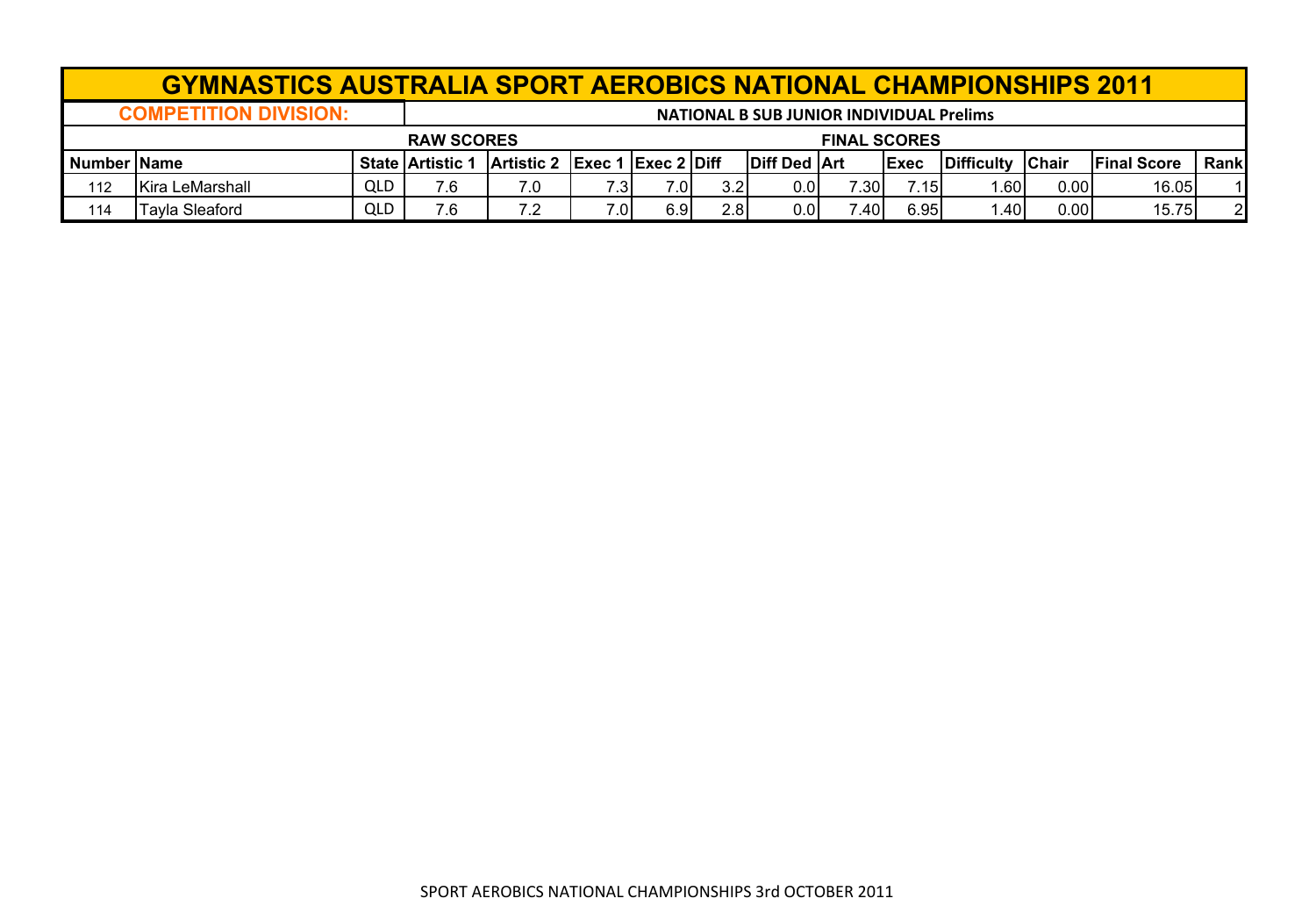# GYMNASTICS AUSTRALIA SPORT AEROBICS NATIONAL CHAMPIONSHIPS 2011

**COMPETITION DIVISION:** NATIONAL B SUB JUNIOR INDIVIDUAL Prelims

| | | | RAW SCORES | | | | | | FINAL SCORES | | | | | |
|---|---|---|---|---|---|---|---|---|---|---|---|---|---|---|
| **Number** | **Name** | **State** | **Artistic 1** | **Artistic 2** | **Exec 1** | **Exec 2** | **Diff** | **Diff Ded** | **Art** | **Exec** | **Difficulty** | **Chair** | **Final Score** | **Rank** |
| 112 | Kira LeMarshall | QLD | 7.6 | 7.0 | 7.3 | 7.0 | 3.2 | 0.0 | 7.30 | 7.15 | 1.60 | 0.00 | 16.05 | 1 |
| 114 | Tayla Sleaford | QLD | 7.6 | 7.2 | 7.0 | 6.9 | 2.8 | 0.0 | 7.40 | 6.95 | 1.40 | 0.00 | 15.75 | 2 |

SPORT AEROBICS NATIONAL CHAMPIONSHIPS 3rd OCTOBER 2011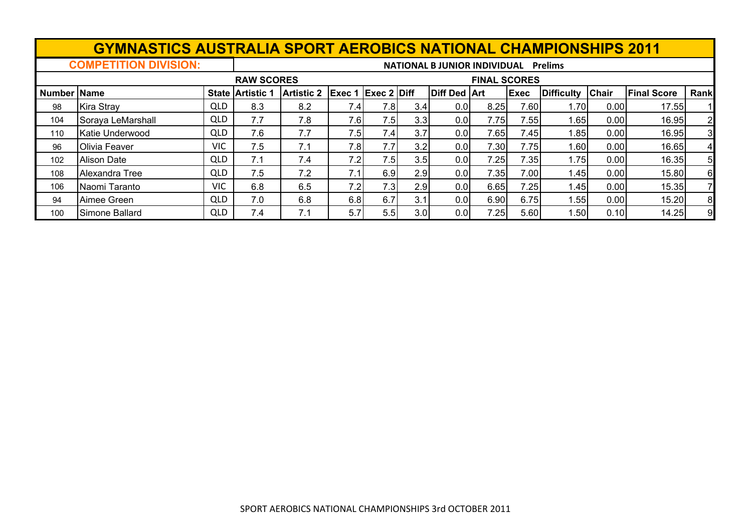# GYMNASTICS AUSTRALIA SPORT AEROBICS NATIONAL CHAMPIONSHIPS 2011

**COMPETITION DIVISION:** NATIONAL B JUNIOR INDIVIDUAL Prelims

| | | | RAW SCORES | | | | | FINAL SCORES | | | | | | |
|---|---|---|---|---|---|---|---|---|---|---|---|---|---|---|
| **Number** | **Name** | **State** | **Artistic 1** | **Artistic 2** | **Exec 1** | **Exec 2** | **Diff** | **Diff Ded** | **Art** | **Exec** | **Difficulty** | **Chair** | **Final Score** | **Rank** |
| 98 | Kira Stray | QLD | 8.3 | 8.2 | 7.4 | 7.8 | 3.4 | 0.0 | 8.25 | 7.60 | 1.70 | 0.00 | 17.55 | 1 |
| 104 | Soraya LeMarshall | QLD | 7.7 | 7.8 | 7.6 | 7.5 | 3.3 | 0.0 | 7.75 | 7.55 | 1.65 | 0.00 | 16.95 | 2 |
| 110 | Katie Underwood | QLD | 7.6 | 7.7 | 7.5 | 7.4 | 3.7 | 0.0 | 7.65 | 7.45 | 1.85 | 0.00 | 16.95 | 3 |
| 96 | Olivia Feaver | VIC | 7.5 | 7.1 | 7.8 | 7.7 | 3.2 | 0.0 | 7.30 | 7.75 | 1.60 | 0.00 | 16.65 | 4 |
| 102 | Alison Date | QLD | 7.1 | 7.4 | 7.2 | 7.5 | 3.5 | 0.0 | 7.25 | 7.35 | 1.75 | 0.00 | 16.35 | 5 |
| 108 | Alexandra Tree | QLD | 7.5 | 7.2 | 7.1 | 6.9 | 2.9 | 0.0 | 7.35 | 7.00 | 1.45 | 0.00 | 15.80 | 6 |
| 106 | Naomi Taranto | VIC | 6.8 | 6.5 | 7.2 | 7.3 | 2.9 | 0.0 | 6.65 | 7.25 | 1.45 | 0.00 | 15.35 | 7 |
| 94 | Aimee Green | QLD | 7.0 | 6.8 | 6.8 | 6.7 | 3.1 | 0.0 | 6.90 | 6.75 | 1.55 | 0.00 | 15.20 | 8 |
| 100 | Simone Ballard | QLD | 7.4 | 7.1 | 5.7 | 5.5 | 3.0 | 0.0 | 7.25 | 5.60 | 1.50 | 0.10 | 14.25 | 9 |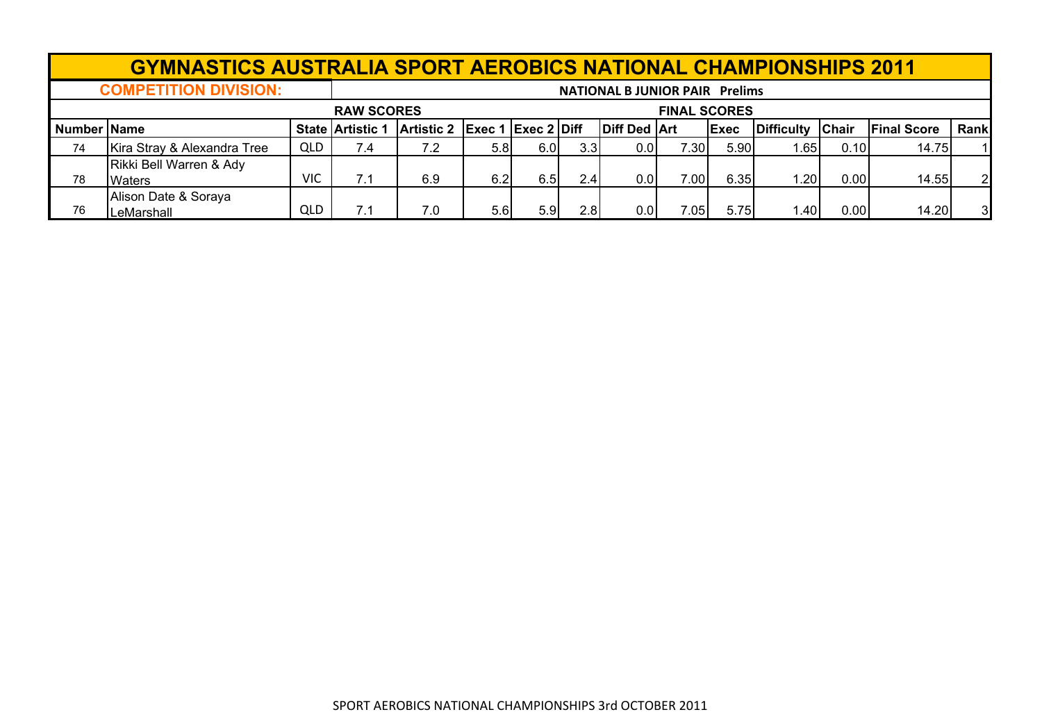# GYMNASTICS AUSTRALIA SPORT AEROBICS NATIONAL CHAMPIONSHIPS 2011

**COMPETITION DIVISION:** **NATIONAL B JUNIOR PAIR Prelims**

| | | | RAW SCORES | | | | | | FINAL SCORES | | | | | |
|---|---|---|---|---|---|---|---|---|---|---|---|---|---|---|
| **Number** | **Name** | **State** | **Artistic 1** | **Artistic 2** | **Exec 1** | **Exec 2** | **Diff** | **Diff Ded** | **Art** | **Exec** | **Difficulty** | **Chair** | **Final Score** | **Rank** |
| 74 | Kira Stray & Alexandra Tree | QLD | 7.4 | 7.2 | 5.8 | 6.0 | 3.3 | 0.0 | 7.30 | 5.90 | 1.65 | 0.10 | 14.75 | 1 |
| 78 | Rikki Bell Warren & Ady Waters | VIC | 7.1 | 6.9 | 6.2 | 6.5 | 2.4 | 0.0 | 7.00 | 6.35 | 1.20 | 0.00 | 14.55 | 2 |
| 76 | Alison Date & Soraya LeMarshall | QLD | 7.1 | 7.0 | 5.6 | 5.9 | 2.8 | 0.0 | 7.05 | 5.75 | 1.40 | 0.00 | 14.20 | 3 |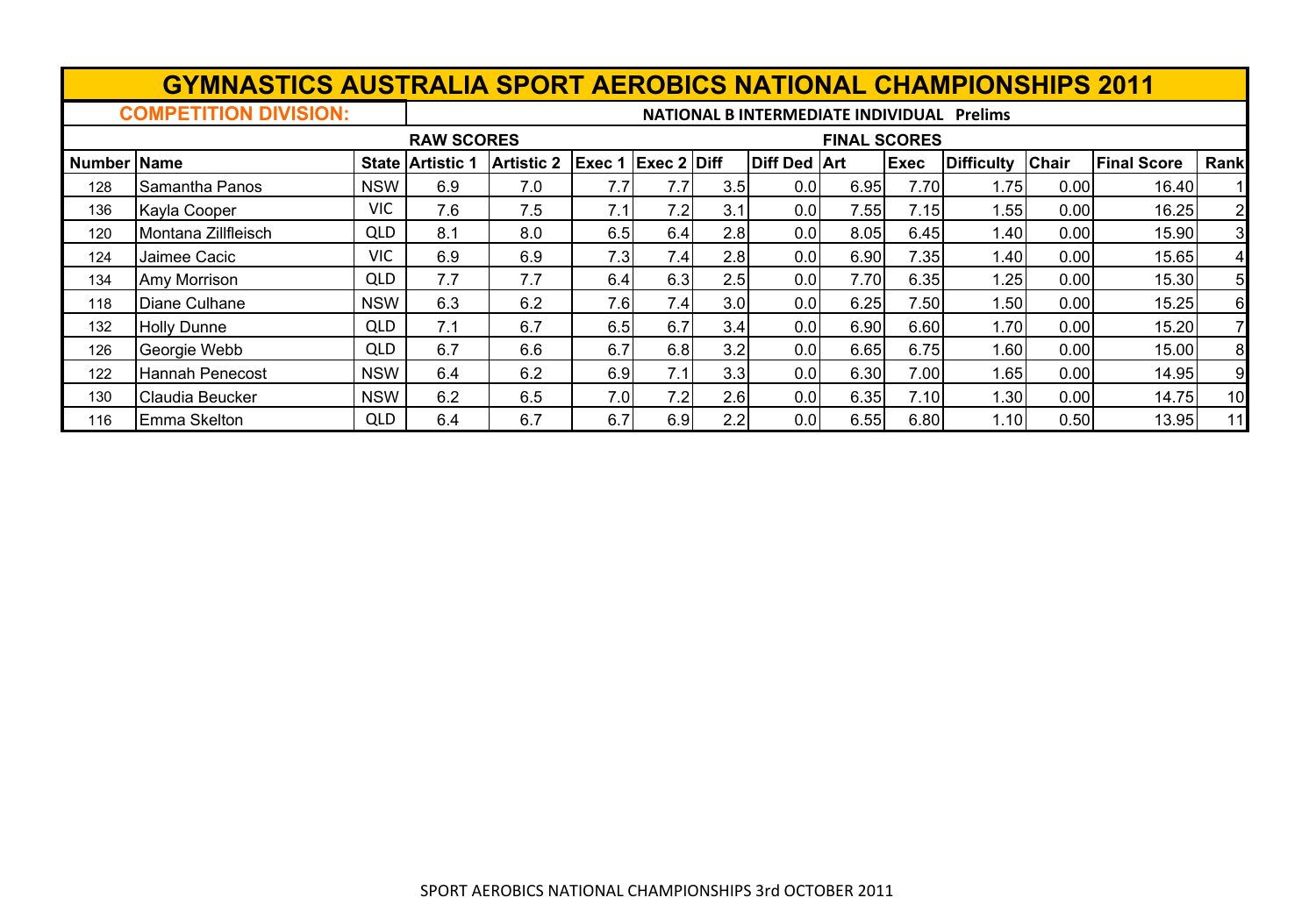# GYMNASTICS AUSTRALIA SPORT AEROBICS NATIONAL CHAMPIONSHIPS 2011

**COMPETITION DIVISION:** NATIONAL B INTERMEDIATE INDIVIDUAL Prelims

| | | | RAW SCORES | | | | | | FINAL SCORES | | | | | |
|---|---|---|---|---|---|---|---|---|---|---|---|---|---|---|
| Number | Name | State | Artistic 1 | Artistic 2 | Exec 1 | Exec 2 | Diff | Diff Ded | Art | Exec | Difficulty | Chair | Final Score | Rank |
| 128 | Samantha Panos | NSW | 6.9 | 7.0 | 7.7 | 7.7 | 3.5 | 0.0 | 6.95 | 7.70 | 1.75 | 0.00 | 16.40 | 1 |
| 136 | Kayla Cooper | VIC | 7.6 | 7.5 | 7.1 | 7.2 | 3.1 | 0.0 | 7.55 | 7.15 | 1.55 | 0.00 | 16.25 | 2 |
| 120 | Montana Zillfleisch | QLD | 8.1 | 8.0 | 6.5 | 6.4 | 2.8 | 0.0 | 8.05 | 6.45 | 1.40 | 0.00 | 15.90 | 3 |
| 124 | Jaimee Cacic | VIC | 6.9 | 6.9 | 7.3 | 7.4 | 2.8 | 0.0 | 6.90 | 7.35 | 1.40 | 0.00 | 15.65 | 4 |
| 134 | Amy Morrison | QLD | 7.7 | 7.7 | 6.4 | 6.3 | 2.5 | 0.0 | 7.70 | 6.35 | 1.25 | 0.00 | 15.30 | 5 |
| 118 | Diane Culhane | NSW | 6.3 | 6.2 | 7.6 | 7.4 | 3.0 | 0.0 | 6.25 | 7.50 | 1.50 | 0.00 | 15.25 | 6 |
| 132 | Holly Dunne | QLD | 7.1 | 6.7 | 6.5 | 6.7 | 3.4 | 0.0 | 6.90 | 6.60 | 1.70 | 0.00 | 15.20 | 7 |
| 126 | Georgie Webb | QLD | 6.7 | 6.6 | 6.7 | 6.8 | 3.2 | 0.0 | 6.65 | 6.75 | 1.60 | 0.00 | 15.00 | 8 |
| 122 | Hannah Penecost | NSW | 6.4 | 6.2 | 6.9 | 7.1 | 3.3 | 0.0 | 6.30 | 7.00 | 1.65 | 0.00 | 14.95 | 9 |
| 130 | Claudia Beucker | NSW | 6.2 | 6.5 | 7.0 | 7.2 | 2.6 | 0.0 | 6.35 | 7.10 | 1.30 | 0.00 | 14.75 | 10 |
| 116 | Emma Skelton | QLD | 6.4 | 6.7 | 6.7 | 6.9 | 2.2 | 0.0 | 6.55 | 6.80 | 1.10 | 0.50 | 13.95 | 11 |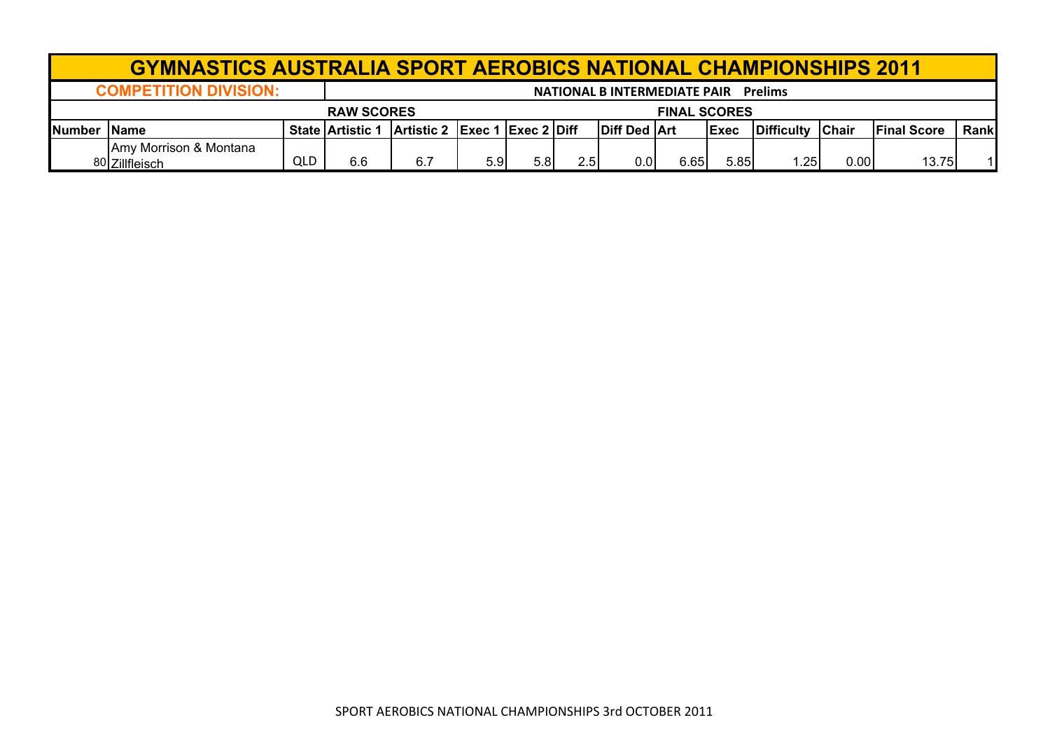# GYMNASTICS AUSTRALIA SPORT AEROBICS NATIONAL CHAMPIONSHIPS 2011

**COMPETITION DIVISION:** NATIONAL B INTERMEDIATE PAIR Prelims

| | | | RAW SCORES | | | | | | FINAL SCORES | | | | | |
|---|---|---|---|---|---|---|---|---|---|---|---|---|---|---|
| Number | Name | State | Artistic 1 | Artistic 2 | Exec 1 | Exec 2 | Diff | Diff Ded | Art | Exec | Difficulty | Chair | Final Score | Rank |
| 80 | Amy Morrison & Montana Zillfleisch | QLD | 6.6 | 6.7 | 5.9 | 5.8 | 2.5 | 0.0 | 6.65 | 5.85 | 1.25 | 0.00 | 13.75 | 1 |

SPORT AEROBICS NATIONAL CHAMPIONSHIPS 3rd OCTOBER 2011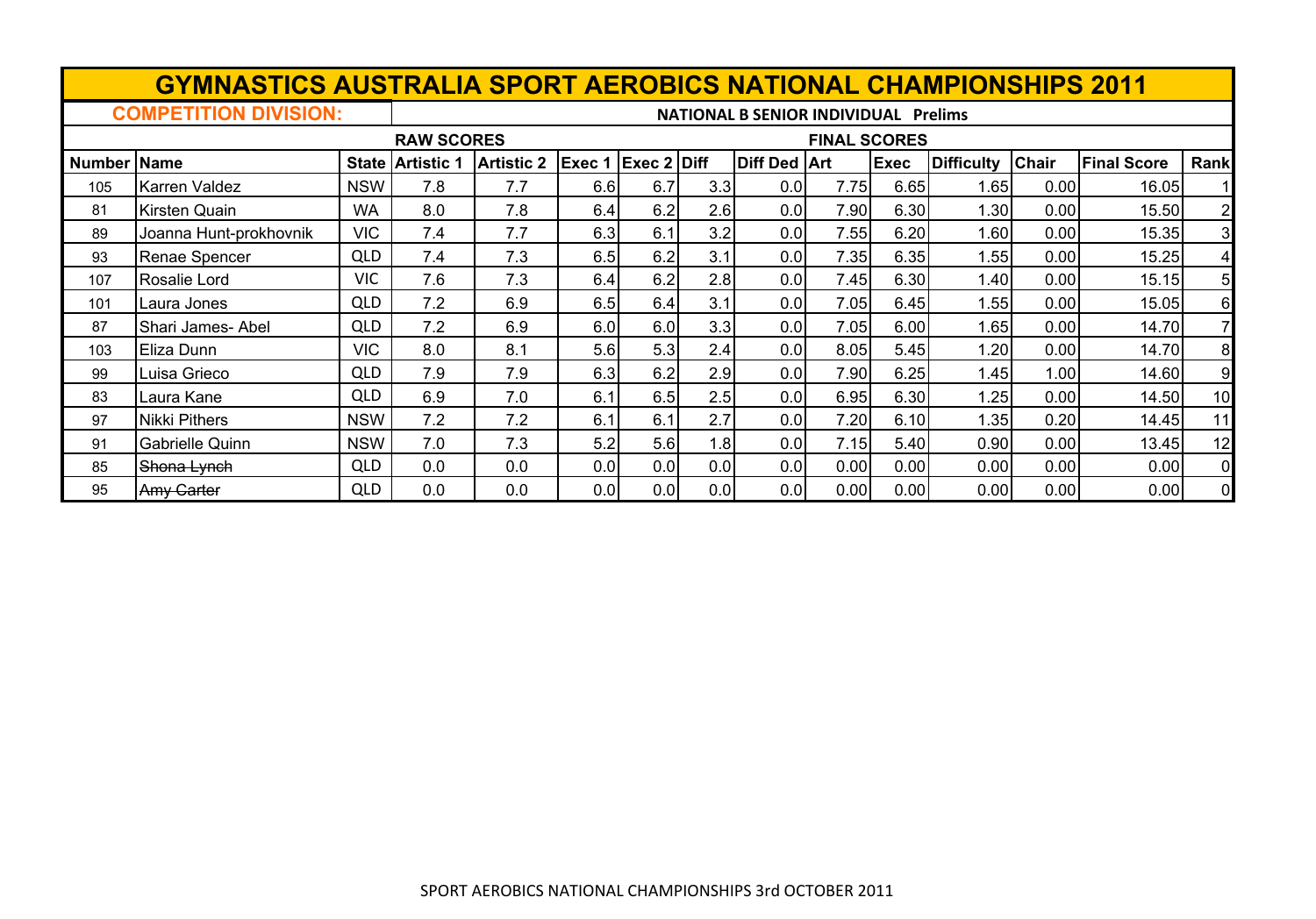# GYMNASTICS AUSTRALIA SPORT AEROBICS NATIONAL CHAMPIONSHIPS 2011

**COMPETITION DIVISION:** NATIONAL B SENIOR INDIVIDUAL Prelims

| | | | RAW SCORES | | | | | | FINAL SCORES | | | | | |
|---|---|---|---|---|---|---|---|---|---|---|---|---|---|---|
| Number | Name | State | Artistic 1 | Artistic 2 | Exec 1 | Exec 2 | Diff | Diff Ded | Art | Exec | Difficulty | Chair | Final Score | Rank |
| 105 | Karren Valdez | NSW | 7.8 | 7.7 | 6.6 | 6.7 | 3.3 | 0.0 | 7.75 | 6.65 | 1.65 | 0.00 | 16.05 | 1 |
| 81 | Kirsten Quain | WA | 8.0 | 7.8 | 6.4 | 6.2 | 2.6 | 0.0 | 7.90 | 6.30 | 1.30 | 0.00 | 15.50 | 2 |
| 89 | Joanna Hunt-prokhovnik | VIC | 7.4 | 7.7 | 6.3 | 6.1 | 3.2 | 0.0 | 7.55 | 6.20 | 1.60 | 0.00 | 15.35 | 3 |
| 93 | Renae Spencer | QLD | 7.4 | 7.3 | 6.5 | 6.2 | 3.1 | 0.0 | 7.35 | 6.35 | 1.55 | 0.00 | 15.25 | 4 |
| 107 | Rosalie Lord | VIC | 7.6 | 7.3 | 6.4 | 6.2 | 2.8 | 0.0 | 7.45 | 6.30 | 1.40 | 0.00 | 15.15 | 5 |
| 101 | Laura Jones | QLD | 7.2 | 6.9 | 6.5 | 6.4 | 3.1 | 0.0 | 7.05 | 6.45 | 1.55 | 0.00 | 15.05 | 6 |
| 87 | Shari James- Abel | QLD | 7.2 | 6.9 | 6.0 | 6.0 | 3.3 | 0.0 | 7.05 | 6.00 | 1.65 | 0.00 | 14.70 | 7 |
| 103 | Eliza Dunn | VIC | 8.0 | 8.1 | 5.6 | 5.3 | 2.4 | 0.0 | 8.05 | 5.45 | 1.20 | 0.00 | 14.70 | 8 |
| 99 | Luisa Grieco | QLD | 7.9 | 7.9 | 6.3 | 6.2 | 2.9 | 0.0 | 7.90 | 6.25 | 1.45 | 1.00 | 14.60 | 9 |
| 83 | Laura Kane | QLD | 6.9 | 7.0 | 6.1 | 6.5 | 2.5 | 0.0 | 6.95 | 6.30 | 1.25 | 0.00 | 14.50 | 10 |
| 97 | Nikki Pithers | NSW | 7.2 | 7.2 | 6.1 | 6.1 | 2.7 | 0.0 | 7.20 | 6.10 | 1.35 | 0.20 | 14.45 | 11 |
| 91 | Gabrielle Quinn | NSW | 7.0 | 7.3 | 5.2 | 5.6 | 1.8 | 0.0 | 7.15 | 5.40 | 0.90 | 0.00 | 13.45 | 12 |
| 85 | ~~Shona Lynch~~ | QLD | 0.0 | 0.0 | 0.0 | 0.0 | 0.0 | 0.0 | 0.00 | 0.00 | 0.00 | 0.00 | 0.00 | 0 |
| 95 | ~~Amy Carter~~ | QLD | 0.0 | 0.0 | 0.0 | 0.0 | 0.0 | 0.0 | 0.00 | 0.00 | 0.00 | 0.00 | 0.00 | 0 |

SPORT AEROBICS NATIONAL CHAMPIONSHIPS 3rd OCTOBER 2011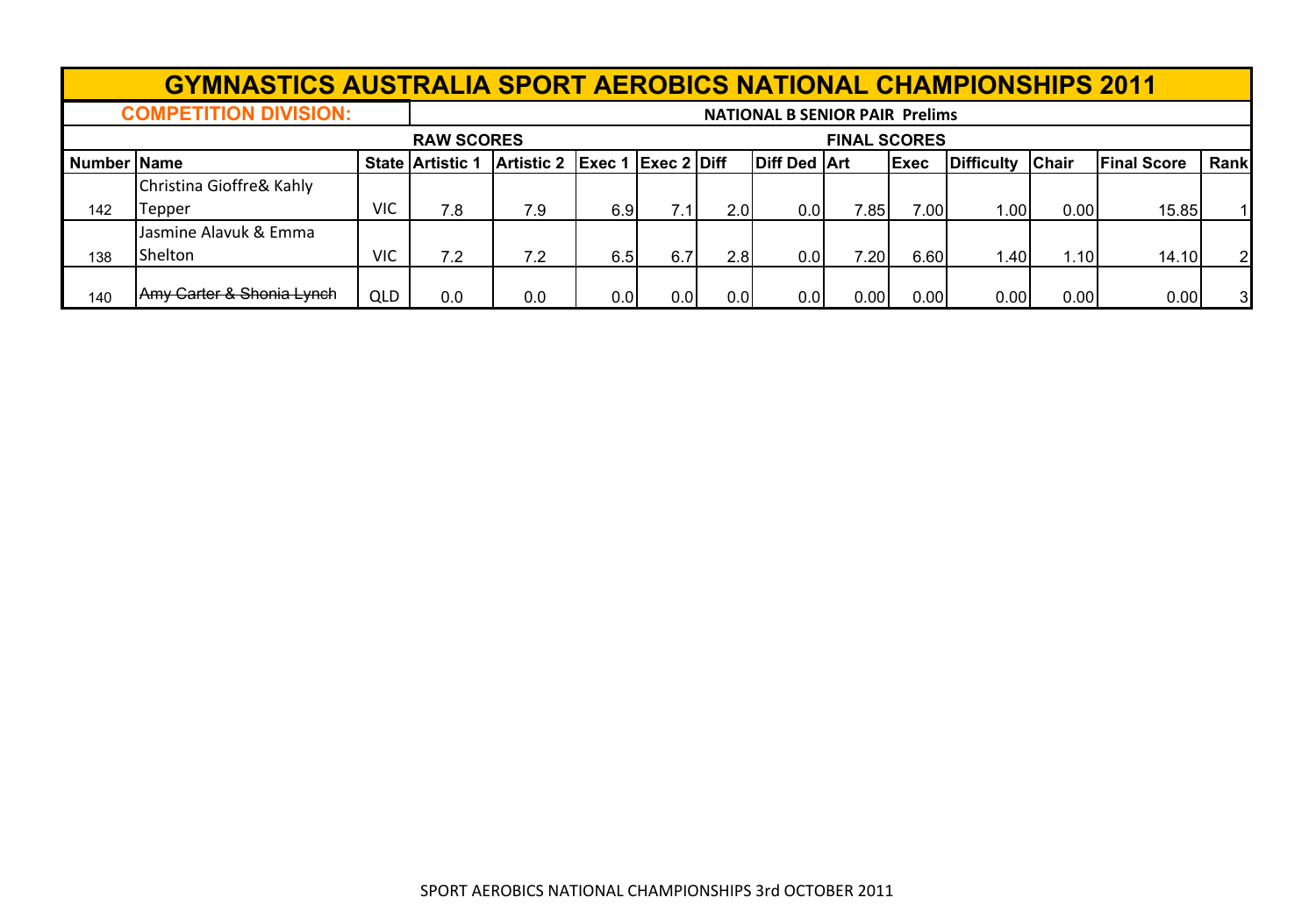# GYMNASTICS AUSTRALIA SPORT AEROBICS NATIONAL CHAMPIONSHIPS 2011

**COMPETITION DIVISION:** **NATIONAL B SENIOR PAIR Prelims**

| | | | RAW SCORES | | | | | | FINAL SCORES | | | | | |
|---|---|---|---|---|---|---|---|---|---|---|---|---|---|---|
| **Number** | **Name** | **State** | **Artistic 1** | **Artistic 2** | **Exec 1** | **Exec 2** | **Diff** | **Diff Ded** | **Art** | **Exec** | **Difficulty** | **Chair** | **Final Score** | **Rank** |
| 142 | Christina Gioffre& Kahly Tepper | VIC | 7.8 | 7.9 | 6.9 | 7.1 | 2.0 | 0.0 | 7.85 | 7.00 | 1.00 | 0.00 | 15.85 | 1 |
| 138 | Jasmine Alavuk & Emma Shelton | VIC | 7.2 | 7.2 | 6.5 | 6.7 | 2.8 | 0.0 | 7.20 | 6.60 | 1.40 | 1.10 | 14.10 | 2 |
| 140 | ~~Amy Carter & Shonia Lynch~~ | QLD | 0.0 | 0.0 | 0.0 | 0.0 | 0.0 | 0.0 | 0.00 | 0.00 | 0.00 | 0.00 | 0.00 | 3 |

SPORT AEROBICS NATIONAL CHAMPIONSHIPS 3rd OCTOBER 2011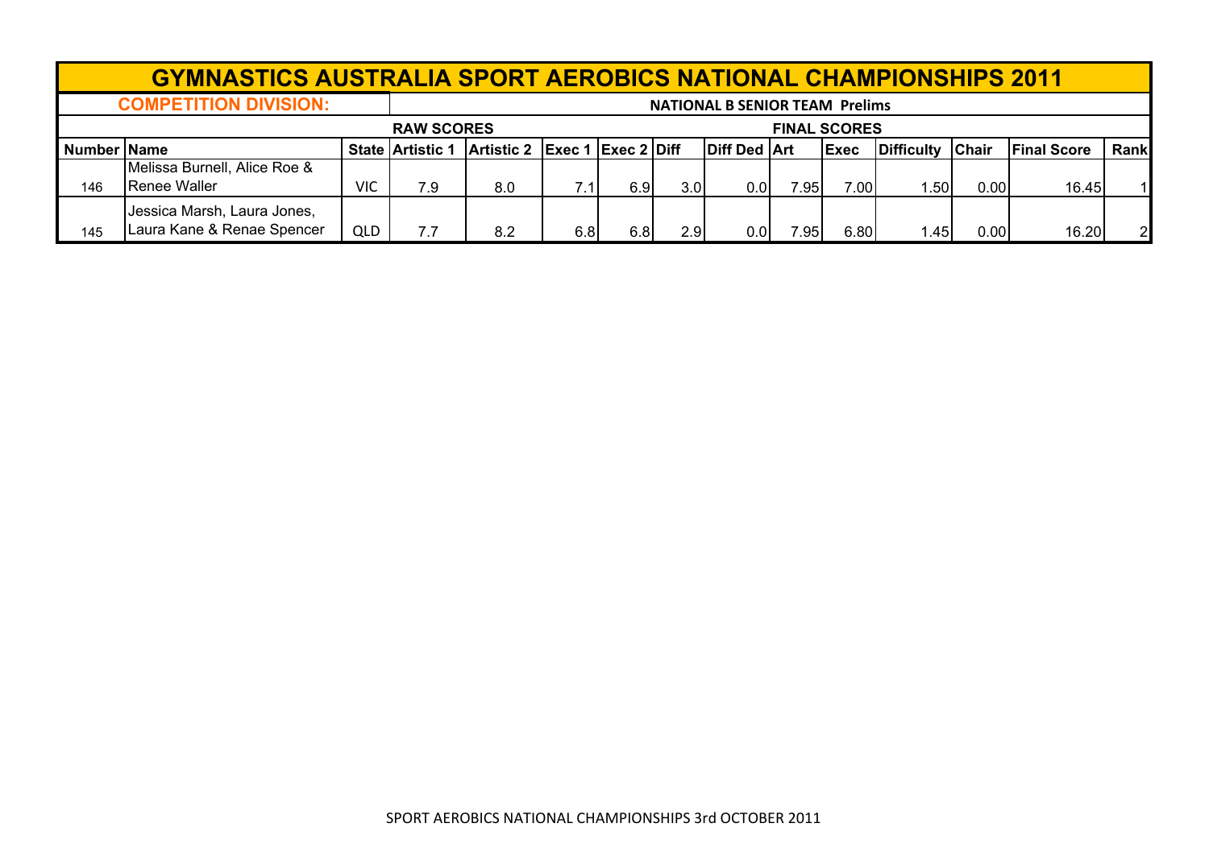# GYMNASTICS AUSTRALIA SPORT AEROBICS NATIONAL CHAMPIONSHIPS 2011

**COMPETITION DIVISION:** **NATIONAL B SENIOR TEAM Prelims**

| | | | RAW SCORES | | | | | | FINAL SCORES | | | | | |
|---|---|---|---|---|---|---|---|---|---|---|---|---|---|---|
| **Number** | **Name** | **State** | **Artistic 1** | **Artistic 2** | **Exec 1** | **Exec 2** | **Diff** | **Diff Ded** | **Art** | **Exec** | **Difficulty** | **Chair** | **Final Score** | **Rank** |
| 146 | Melissa Burnell, Alice Roe & Renee Waller | VIC | 7.9 | 8.0 | 7.1 | 6.9 | 3.0 | 0.0 | 7.95 | 7.00 | 1.50 | 0.00 | 16.45 | 1 |
| 145 | Jessica Marsh, Laura Jones, Laura Kane & Renae Spencer | QLD | 7.7 | 8.2 | 6.8 | 6.8 | 2.9 | 0.0 | 7.95 | 6.80 | 1.45 | 0.00 | 16.20 | 2 |

SPORT AEROBICS NATIONAL CHAMPIONSHIPS 3rd OCTOBER 2011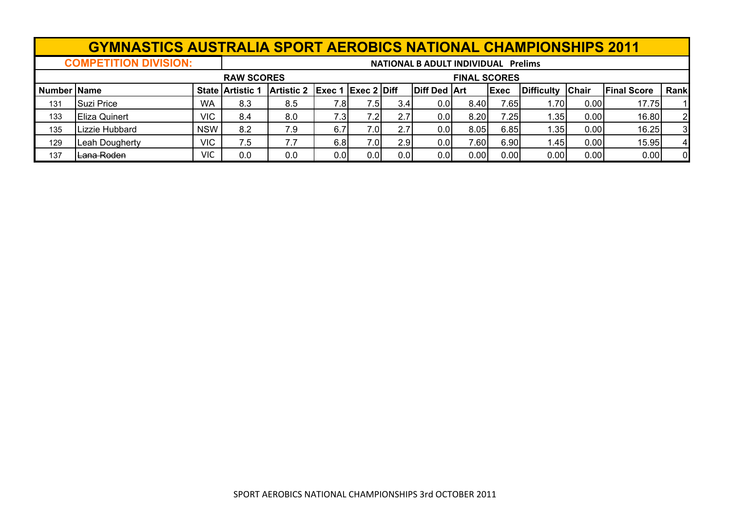# GYMNASTICS AUSTRALIA SPORT AEROBICS NATIONAL CHAMPIONSHIPS 2011

**COMPETITION DIVISION:** NATIONAL B ADULT INDIVIDUAL Prelims

| | | | RAW SCORES | | | | | | FINAL SCORES | | | | | |
|---|---|---|---|---|---|---|---|---|---|---|---|---|---|---|
| **Number** | **Name** | **State** | **Artistic 1** | **Artistic 2** | **Exec 1** | **Exec 2** | **Diff** | **Diff Ded** | **Art** | **Exec** | **Difficulty** | **Chair** | **Final Score** | **Rank** |
| 131 | Suzi Price | WA | 8.3 | 8.5 | 7.8 | 7.5 | 3.4 | 0.0 | 8.40 | 7.65 | 1.70 | 0.00 | 17.75 | 1 |
| 133 | Eliza Quinert | VIC | 8.4 | 8.0 | 7.3 | 7.2 | 2.7 | 0.0 | 8.20 | 7.25 | 1.35 | 0.00 | 16.80 | 2 |
| 135 | Lizzie Hubbard | NSW | 8.2 | 7.9 | 6.7 | 7.0 | 2.7 | 0.0 | 8.05 | 6.85 | 1.35 | 0.00 | 16.25 | 3 |
| 129 | Leah Dougherty | VIC | 7.5 | 7.7 | 6.8 | 7.0 | 2.9 | 0.0 | 7.60 | 6.90 | 1.45 | 0.00 | 15.95 | 4 |
| 137 | ~~Lana Roden~~ | VIC | 0.0 | 0.0 | 0.0 | 0.0 | 0.0 | 0.0 | 0.00 | 0.00 | 0.00 | 0.00 | 0.00 | 0 |

SPORT AEROBICS NATIONAL CHAMPIONSHIPS 3rd OCTOBER 2011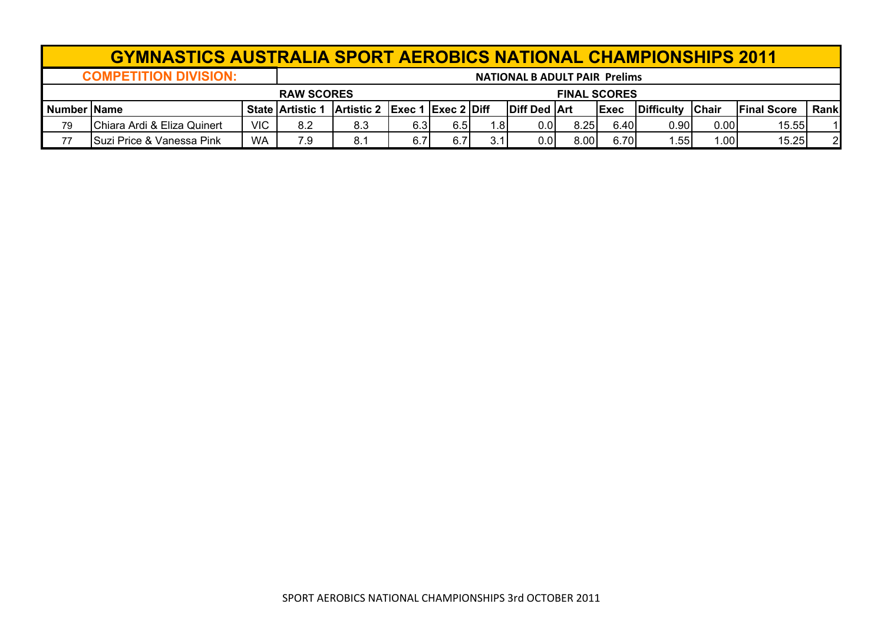# GYMNASTICS AUSTRALIA SPORT AEROBICS NATIONAL CHAMPIONSHIPS 2011

| COMPETITION DIVISION: | | | NATIONAL B ADULT PAIR Prelims | | | | | | | | | | | | |
|---|---|---|---|---|---|---|---|---|---|---|---|---|---|---|---|
| | | | RAW SCORES | | | | | | FINAL SCORES | | | | | | |
| Number | Name | State | Artistic 1 | Artistic 2 | Exec 1 | Exec 2 | Diff | Diff Ded | Art | Exec | Difficulty | Chair | Final Score | Rank |
| 79 | Chiara Ardi & Eliza Quinert | VIC | 8.2 | 8.3 | 6.3 | 6.5 | 1.8 | 0.0 | 8.25 | 6.40 | 0.90 | 0.00 | 15.55 | 1 |
| 77 | Suzi Price & Vanessa Pink | WA | 7.9 | 8.1 | 6.7 | 6.7 | 3.1 | 0.0 | 8.00 | 6.70 | 1.55 | 1.00 | 15.25 | 2 |

SPORT AEROBICS NATIONAL CHAMPIONSHIPS 3rd OCTOBER 2011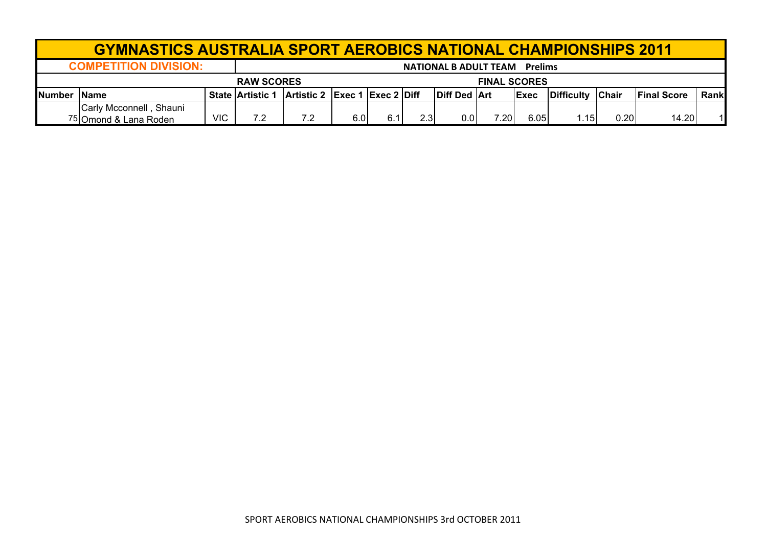# GYMNASTICS AUSTRALIA SPORT AEROBICS NATIONAL CHAMPIONSHIPS 2011

| COMPETITION DIVISION: | | | NATIONAL B ADULT TEAM Prelims | | | | | | | | | | | | |
|---|---|---|---|---|---|---|---|---|---|---|---|---|---|---|---|
| | | | RAW SCORES | | | | | | FINAL SCORES | | | | | | |
| Number | Name | State | Artistic 1 | Artistic 2 | Exec 1 | Exec 2 | Diff | Diff Ded | Art | Exec | Difficulty | Chair | Final Score | Rank |
| 75 | Carly Mcconnell , Shauni Omond & Lana Roden | VIC | 7.2 | 7.2 | 6.0 | 6.1 | 2.3 | 0.0 | 7.20 | 6.05 | 1.15 | 0.20 | 14.20 | 1 |

SPORT AEROBICS NATIONAL CHAMPIONSHIPS 3rd OCTOBER 2011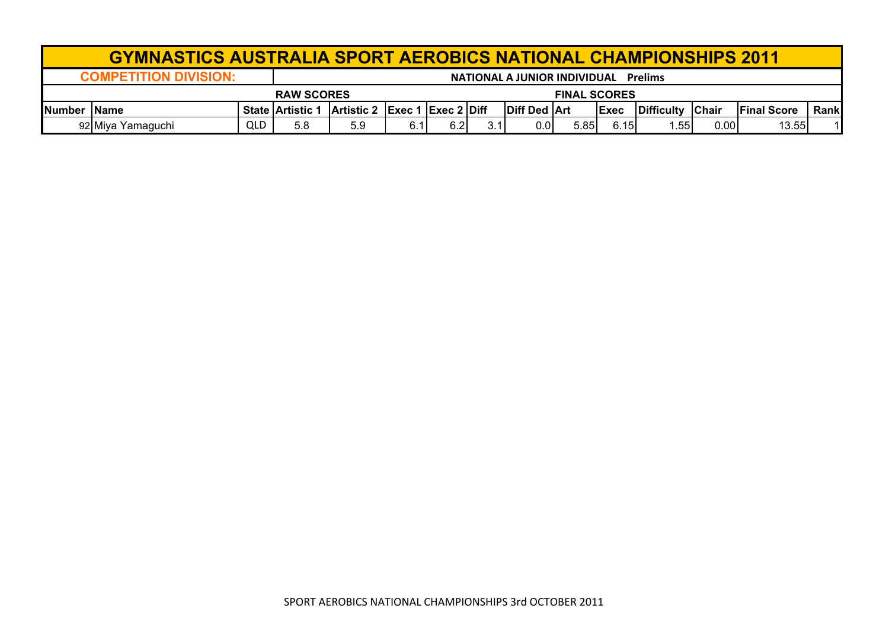# GYMNASTICS AUSTRALIA SPORT AEROBICS NATIONAL CHAMPIONSHIPS 2011

**COMPETITION DIVISION:** **NATIONAL A JUNIOR INDIVIDUAL Prelims**

| | | | RAW SCORES | | | | | | FINAL SCORES | | | | | |
|---|---|---|---|---|---|---|---|---|---|---|---|---|---|---|
| **Number** | **Name** | **State** | **Artistic 1** | **Artistic 2** | **Exec 1** | **Exec 2** | **Diff** | **Diff Ded** | **Art** | **Exec** | **Difficulty** | **Chair** | **Final Score** | **Rank** |
| 92 | Miya Yamaguchi | QLD | 5.8 | 5.9 | 6.1 | 6.2 | 3.1 | 0.0 | 5.85 | 6.15 | 1.55 | 0.00 | 13.55 | 1 |

SPORT AEROBICS NATIONAL CHAMPIONSHIPS 3rd OCTOBER 2011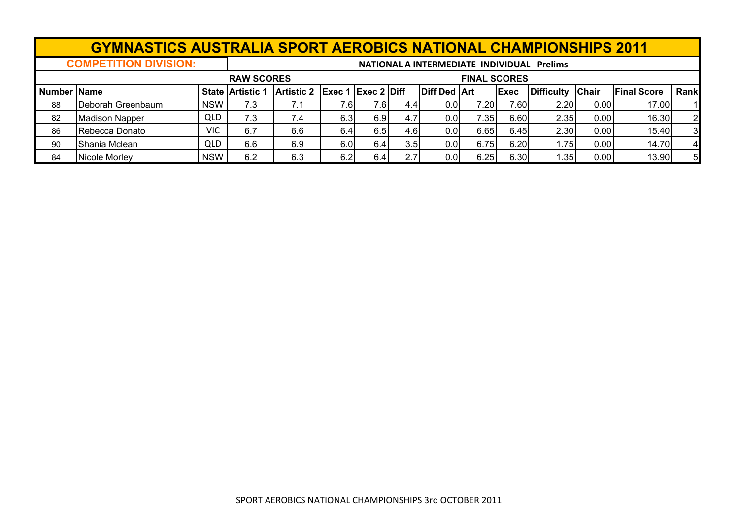# GYMNASTICS AUSTRALIA SPORT AEROBICS NATIONAL CHAMPIONSHIPS 2011

| COMPETITION DIVISION: | | | NATIONAL A INTERMEDIATE INDIVIDUAL Prelims | | | | | | | | | | | |
|---|---|---|---|---|---|---|---|---|---|---|---|---|---|---|
| | | | RAW SCORES | | | | | | FINAL SCORES | | | | | |
| Number | Name | State | Artistic 1 | Artistic 2 | Exec 1 | Exec 2 | Diff | Diff Ded | Art | Exec | Difficulty | Chair | Final Score | Rank |
| 88 | Deborah Greenbaum | NSW | 7.3 | 7.1 | 7.6 | 7.6 | 4.4 | 0.0 | 7.20 | 7.60 | 2.20 | 0.00 | 17.00 | 1 |
| 82 | Madison Napper | QLD | 7.3 | 7.4 | 6.3 | 6.9 | 4.7 | 0.0 | 7.35 | 6.60 | 2.35 | 0.00 | 16.30 | 2 |
| 86 | Rebecca Donato | VIC | 6.7 | 6.6 | 6.4 | 6.5 | 4.6 | 0.0 | 6.65 | 6.45 | 2.30 | 0.00 | 15.40 | 3 |
| 90 | Shania Mclean | QLD | 6.6 | 6.9 | 6.0 | 6.4 | 3.5 | 0.0 | 6.75 | 6.20 | 1.75 | 0.00 | 14.70 | 4 |
| 84 | Nicole Morley | NSW | 6.2 | 6.3 | 6.2 | 6.4 | 2.7 | 0.0 | 6.25 | 6.30 | 1.35 | 0.00 | 13.90 | 5 |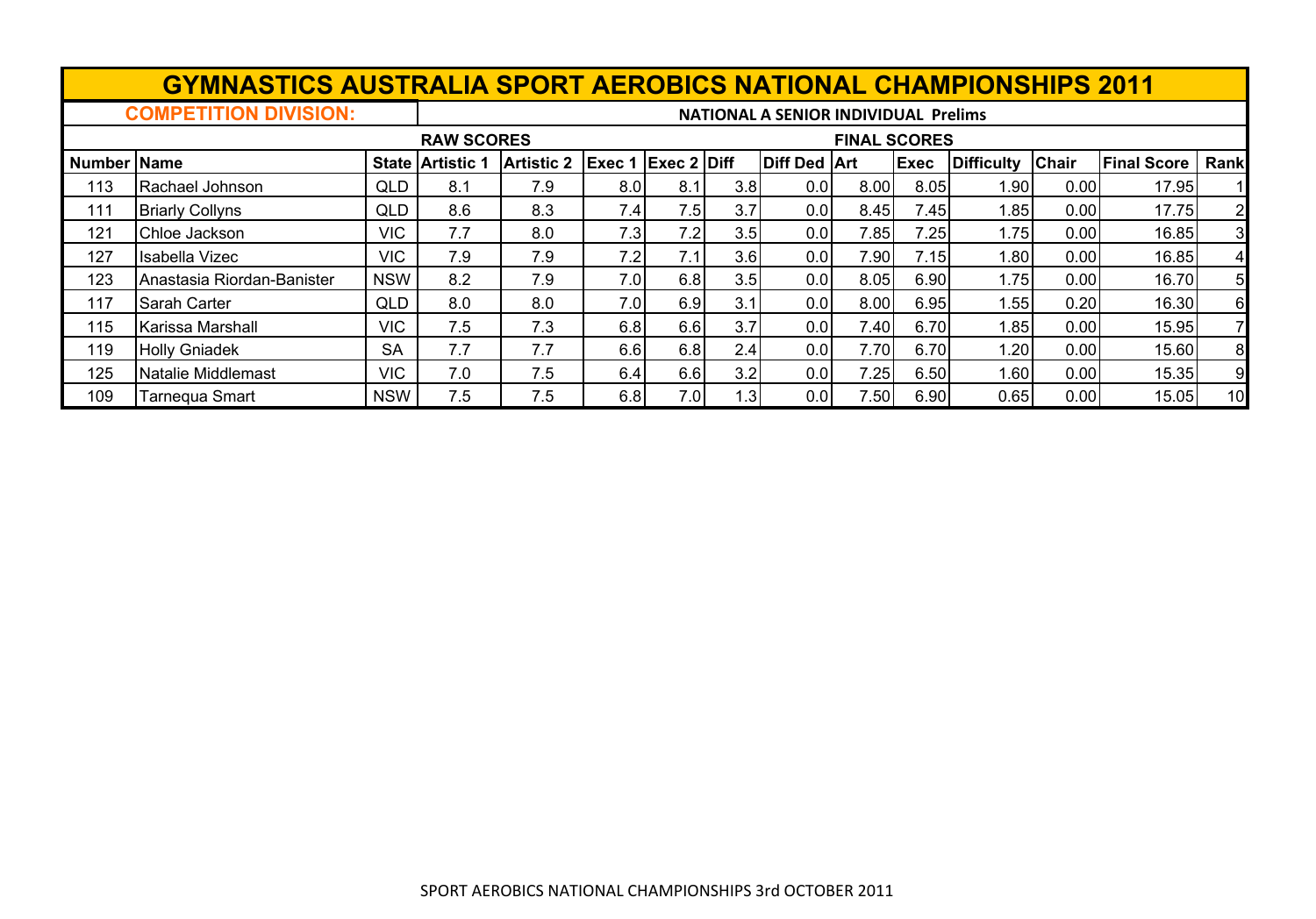# GYMNASTICS AUSTRALIA SPORT AEROBICS NATIONAL CHAMPIONSHIPS 2011

**COMPETITION DIVISION:** NATIONAL A SENIOR INDIVIDUAL Prelims

| | | | RAW SCORES | | | | | | FINAL SCORES | | | | | |
|---|---|---|---|---|---|---|---|---|---|---|---|---|---|---|
| **Number** | **Name** | **State** | **Artistic 1** | **Artistic 2** | **Exec 1** | **Exec 2** | **Diff** | **Diff Ded** | **Art** | **Exec** | **Difficulty** | **Chair** | **Final Score** | **Rank** |
| 113 | Rachael Johnson | QLD | 8.1 | 7.9 | 8.0 | 8.1 | 3.8 | 0.0 | 8.00 | 8.05 | 1.90 | 0.00 | 17.95 | 1 |
| 111 | Briarly Collyns | QLD | 8.6 | 8.3 | 7.4 | 7.5 | 3.7 | 0.0 | 8.45 | 7.45 | 1.85 | 0.00 | 17.75 | 2 |
| 121 | Chloe Jackson | VIC | 7.7 | 8.0 | 7.3 | 7.2 | 3.5 | 0.0 | 7.85 | 7.25 | 1.75 | 0.00 | 16.85 | 3 |
| 127 | Isabella Vizec | VIC | 7.9 | 7.9 | 7.2 | 7.1 | 3.6 | 0.0 | 7.90 | 7.15 | 1.80 | 0.00 | 16.85 | 4 |
| 123 | Anastasia Riordan-Banister | NSW | 8.2 | 7.9 | 7.0 | 6.8 | 3.5 | 0.0 | 8.05 | 6.90 | 1.75 | 0.00 | 16.70 | 5 |
| 117 | Sarah Carter | QLD | 8.0 | 8.0 | 7.0 | 6.9 | 3.1 | 0.0 | 8.00 | 6.95 | 1.55 | 0.20 | 16.30 | 6 |
| 115 | Karissa Marshall | VIC | 7.5 | 7.3 | 6.8 | 6.6 | 3.7 | 0.0 | 7.40 | 6.70 | 1.85 | 0.00 | 15.95 | 7 |
| 119 | Holly Gniadek | SA | 7.7 | 7.7 | 6.6 | 6.8 | 2.4 | 0.0 | 7.70 | 6.70 | 1.20 | 0.00 | 15.60 | 8 |
| 125 | Natalie Middlemast | VIC | 7.0 | 7.5 | 6.4 | 6.6 | 3.2 | 0.0 | 7.25 | 6.50 | 1.60 | 0.00 | 15.35 | 9 |
| 109 | Tarnequa Smart | NSW | 7.5 | 7.5 | 6.8 | 7.0 | 1.3 | 0.0 | 7.50 | 6.90 | 0.65 | 0.00 | 15.05 | 10 |

SPORT AEROBICS NATIONAL CHAMPIONSHIPS 3rd OCTOBER 2011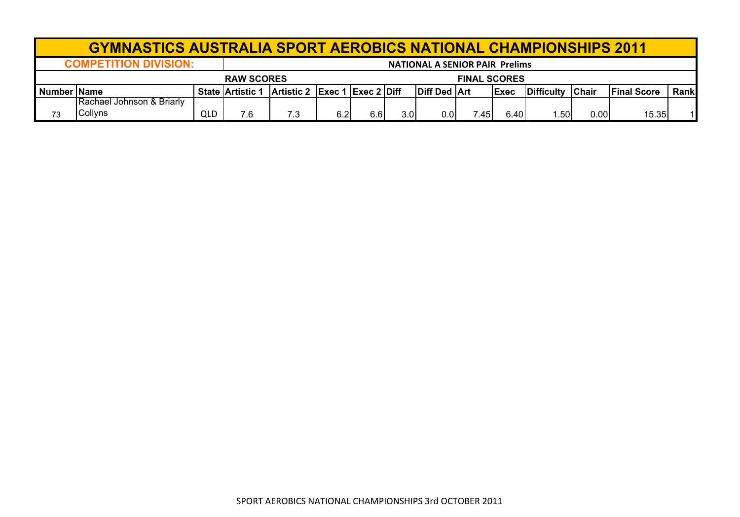# GYMNASTICS AUSTRALIA SPORT AEROBICS NATIONAL CHAMPIONSHIPS 2011

**COMPETITION DIVISION:** NATIONAL A SENIOR PAIR Prelims

| | | | RAW SCORES | | | | | | FINAL SCORES | | | | | |
|---|---|---|---|---|---|---|---|---|---|---|---|---|---|---|
| **Number** | **Name** | **State** | **Artistic 1** | **Artistic 2** | **Exec 1** | **Exec 2** | **Diff** | **Diff Ded** | **Art** | **Exec** | **Difficulty** | **Chair** | **Final Score** | **Rank** |
| 73 | Rachael Johnson & Briarly Collyns | QLD | 7.6 | 7.3 | 6.2 | 6.6 | 3.0 | 0.0 | 7.45 | 6.40 | 1.50 | 0.00 | 15.35 | 1 |

SPORT AEROBICS NATIONAL CHAMPIONSHIPS 3rd OCTOBER 2011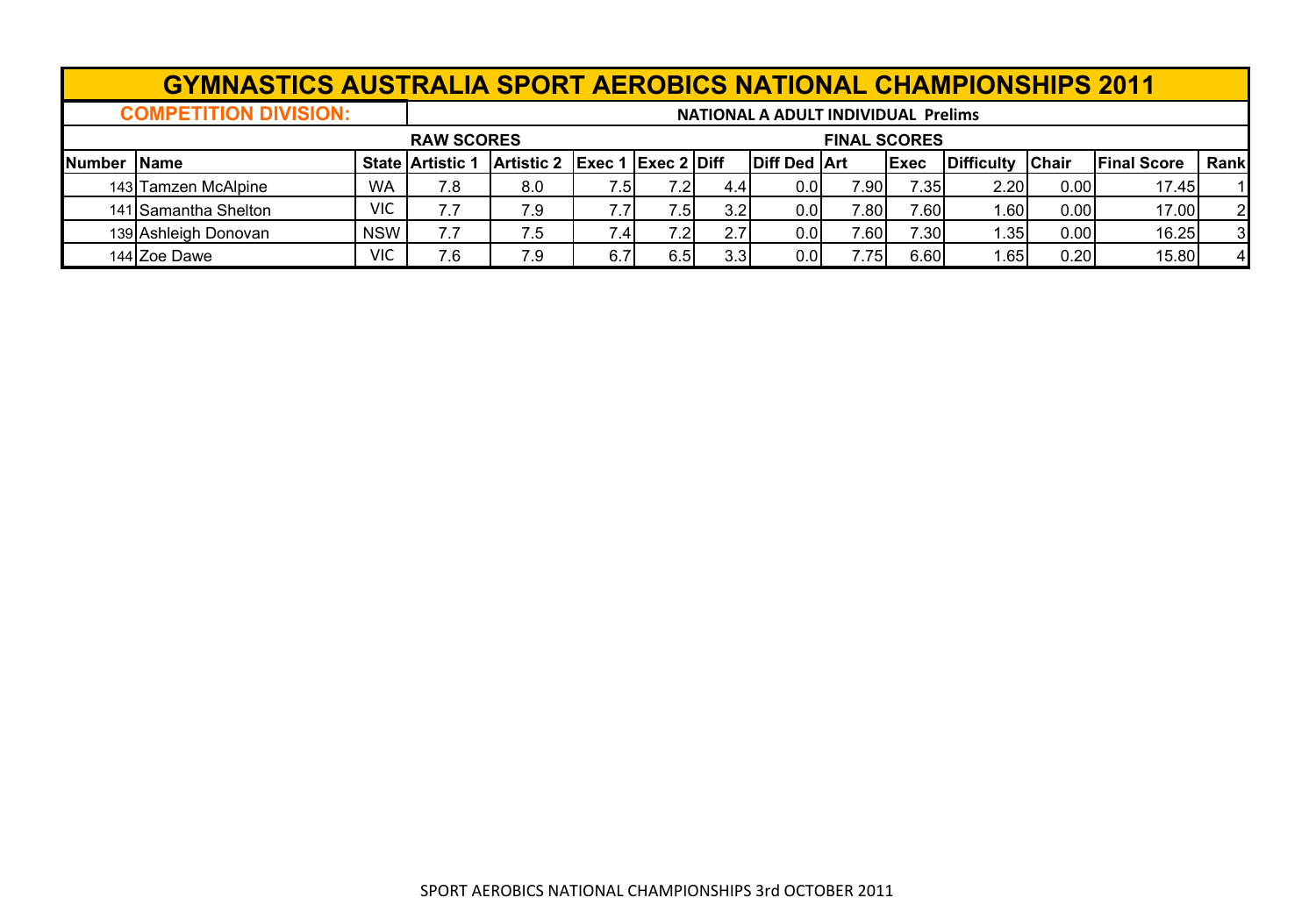# GYMNASTICS AUSTRALIA SPORT AEROBICS NATIONAL CHAMPIONSHIPS 2011

**COMPETITION DIVISION:** NATIONAL A ADULT INDIVIDUAL Prelims

| | | | RAW SCORES | | | | | | FINAL SCORES | | | | | |
|---|---|---|---|---|---|---|---|---|---|---|---|---|---|---|
| **Number** | **Name** | **State** | **Artistic 1** | **Artistic 2** | **Exec 1** | **Exec 2** | **Diff** | **Diff Ded** | **Art** | **Exec** | **Difficulty** | **Chair** | **Final Score** | **Rank** |
| 143 | Tamzen McAlpine | WA | 7.8 | 8.0 | 7.5 | 7.2 | 4.4 | 0.0 | 7.90 | 7.35 | 2.20 | 0.00 | 17.45 | 1 |
| 141 | Samantha Shelton | VIC | 7.7 | 7.9 | 7.7 | 7.5 | 3.2 | 0.0 | 7.80 | 7.60 | 1.60 | 0.00 | 17.00 | 2 |
| 139 | Ashleigh Donovan | NSW | 7.7 | 7.5 | 7.4 | 7.2 | 2.7 | 0.0 | 7.60 | 7.30 | 1.35 | 0.00 | 16.25 | 3 |
| 144 | Zoe Dawe | VIC | 7.6 | 7.9 | 6.7 | 6.5 | 3.3 | 0.0 | 7.75 | 6.60 | 1.65 | 0.20 | 15.80 | 4 |

SPORT AEROBICS NATIONAL CHAMPIONSHIPS 3rd OCTOBER 2011